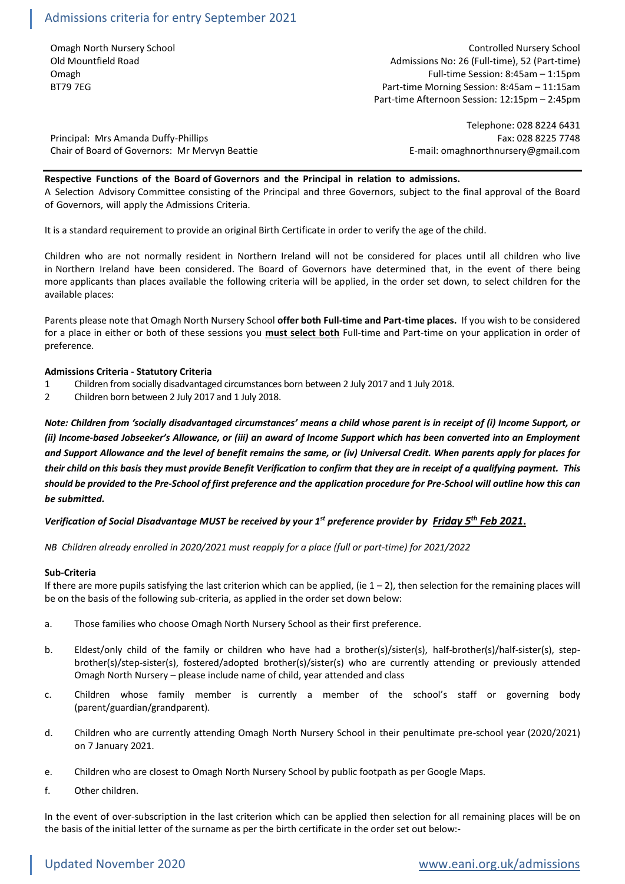# Admissions criteria for entry September 2021

Omagh North Nursery School
Old Mountfield Road
Omagh
BT79 7EG

Controlled Nursery School
Admissions No: 26 (Full-time), 52 (Part-time)
Full-time Session: 8:45am – 1:15pm
Part-time Morning Session: 8:45am – 11:15am
Part-time Afternoon Session: 12:15pm – 2:45pm

Principal: Mrs Amanda Duffy-Phillips
Chair of Board of Governors: Mr Mervyn Beattie

Telephone: 028 8224 6431
Fax: 028 8225 7748
E-mail: omaghnorthnursery@gmail.com

**Respective Functions of the Board of Governors and the Principal in relation to admissions.**
A Selection Advisory Committee consisting of the Principal and three Governors, subject to the final approval of the Board of Governors, will apply the Admissions Criteria.

It is a standard requirement to provide an original Birth Certificate in order to verify the age of the child.

Children who are not normally resident in Northern Ireland will not be considered for places until all children who live in Northern Ireland have been considered. The Board of Governors have determined that, in the event of there being more applicants than places available the following criteria will be applied, in the order set down, to select children for the available places:

Parents please note that Omagh North Nursery School **offer both Full-time and Part-time places.** If you wish to be considered for a place in either or both of these sessions you **must select both** Full-time and Part-time on your application in order of preference.

**Admissions Criteria - Statutory Criteria**

1. Children from socially disadvantaged circumstances born between 2 July 2017 and 1 July 2018.
2. Children born between 2 July 2017 and 1 July 2018.

***Note: Children from 'socially disadvantaged circumstances' means a child whose parent is in receipt of (i) Income Support, or (ii) Income-based Jobseeker's Allowance, or (iii) an award of Income Support which has been converted into an Employment and Support Allowance and the level of benefit remains the same, or (iv) Universal Credit. When parents apply for places for their child on this basis they must provide Benefit Verification to confirm that they are in receipt of a qualifying payment. This should be provided to the Pre-School of first preference and the application procedure for Pre-School will outline how this can be submitted.***

***Verification of Social Disadvantage MUST be received by your 1st preference provider by Friday 5th Feb 2021.***

*NB Children already enrolled in 2020/2021 must reapply for a place (full or part-time) for 2021/2022*

**Sub-Criteria**
If there are more pupils satisfying the last criterion which can be applied, (ie 1 – 2), then selection for the remaining places will be on the basis of the following sub-criteria, as applied in the order set down below:

a. Those families who choose Omagh North Nursery School as their first preference.

b. Eldest/only child of the family or children who have had a brother(s)/sister(s), half-brother(s)/half-sister(s), step-brother(s)/step-sister(s), fostered/adopted brother(s)/sister(s) who are currently attending or previously attended Omagh North Nursery – please include name of child, year attended and class

c. Children whose family member is currently a member of the school's staff or governing body (parent/guardian/grandparent).

d. Children who are currently attending Omagh North Nursery School in their penultimate pre-school year (2020/2021) on 7 January 2021.

e. Children who are closest to Omagh North Nursery School by public footpath as per Google Maps.

f. Other children.

In the event of over-subscription in the last criterion which can be applied then selection for all remaining places will be on the basis of the initial letter of the surname as per the birth certificate in the order set out below:-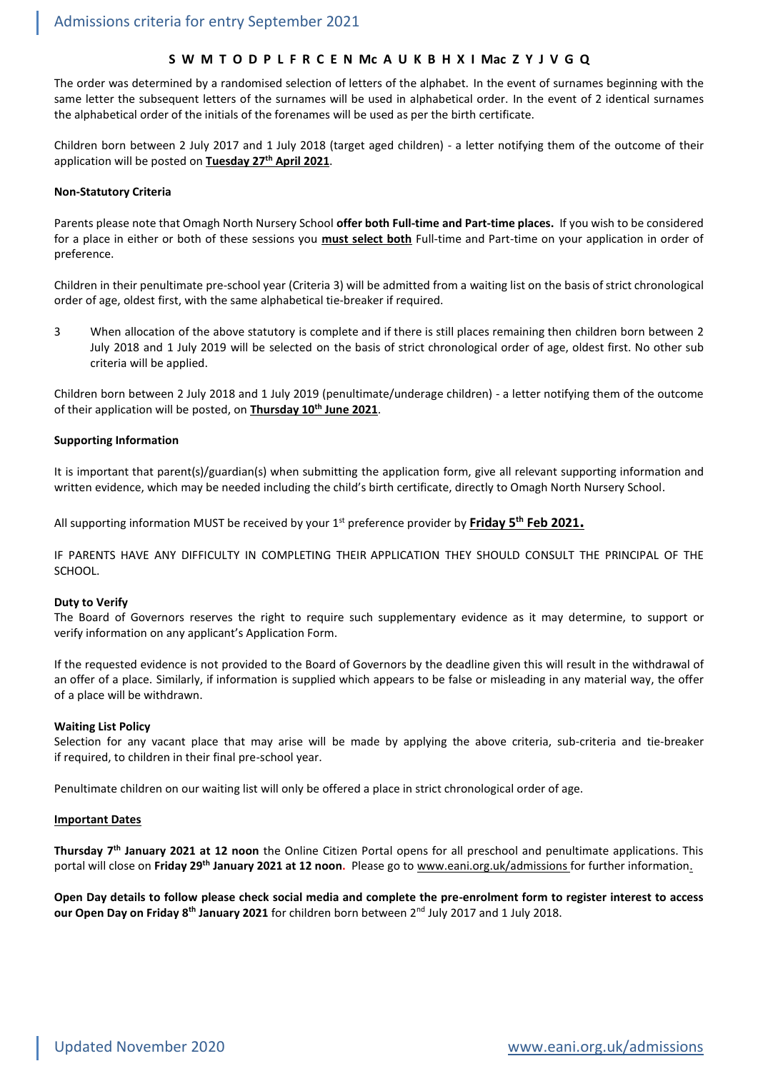## Admissions criteria for entry September 2021

**S W M T O D P L F R C E N Mc A U K B H X I Mac Z Y J V G Q**

The order was determined by a randomised selection of letters of the alphabet. In the event of surnames beginning with the same letter the subsequent letters of the surnames will be used in alphabetical order. In the event of 2 identical surnames the alphabetical order of the initials of the forenames will be used as per the birth certificate.

Children born between 2 July 2017 and 1 July 2018 (target aged children) - a letter notifying them of the outcome of their application will be posted on **Tuesday 27th April 2021**.

**Non-Statutory Criteria**

Parents please note that Omagh North Nursery School **offer both Full-time and Part-time places.** If you wish to be considered for a place in either or both of these sessions you **must select both** Full-time and Part-time on your application in order of preference.

Children in their penultimate pre-school year (Criteria 3) will be admitted from a waiting list on the basis of strict chronological order of age, oldest first, with the same alphabetical tie-breaker if required.

3 When allocation of the above statutory is complete and if there is still places remaining then children born between 2 July 2018 and 1 July 2019 will be selected on the basis of strict chronological order of age, oldest first. No other sub criteria will be applied.

Children born between 2 July 2018 and 1 July 2019 (penultimate/underage children) - a letter notifying them of the outcome of their application will be posted, on **Thursday 10th June 2021**.

**Supporting Information**

It is important that parent(s)/guardian(s) when submitting the application form, give all relevant supporting information and written evidence, which may be needed including the child's birth certificate, directly to Omagh North Nursery School.

All supporting information MUST be received by your 1st preference provider by **Friday 5th Feb 2021.**

IF PARENTS HAVE ANY DIFFICULTY IN COMPLETING THEIR APPLICATION THEY SHOULD CONSULT THE PRINCIPAL OF THE SCHOOL.

**Duty to Verify**

The Board of Governors reserves the right to require such supplementary evidence as it may determine, to support or verify information on any applicant's Application Form.

If the requested evidence is not provided to the Board of Governors by the deadline given this will result in the withdrawal of an offer of a place. Similarly, if information is supplied which appears to be false or misleading in any material way, the offer of a place will be withdrawn.

**Waiting List Policy**

Selection for any vacant place that may arise will be made by applying the above criteria, sub-criteria and tie-breaker if required, to children in their final pre-school year.

Penultimate children on our waiting list will only be offered a place in strict chronological order of age.

**Important Dates**

**Thursday 7th January 2021 at 12 noon** the Online Citizen Portal opens for all preschool and penultimate applications. This portal will close on **Friday 29th January 2021 at 12 noon.** Please go to www.eani.org.uk/admissions for further information.

**Open Day details to follow please check social media and complete the pre-enrolment form to register interest to access our Open Day on Friday 8th January 2021** for children born between 2nd July 2017 and 1 July 2018.